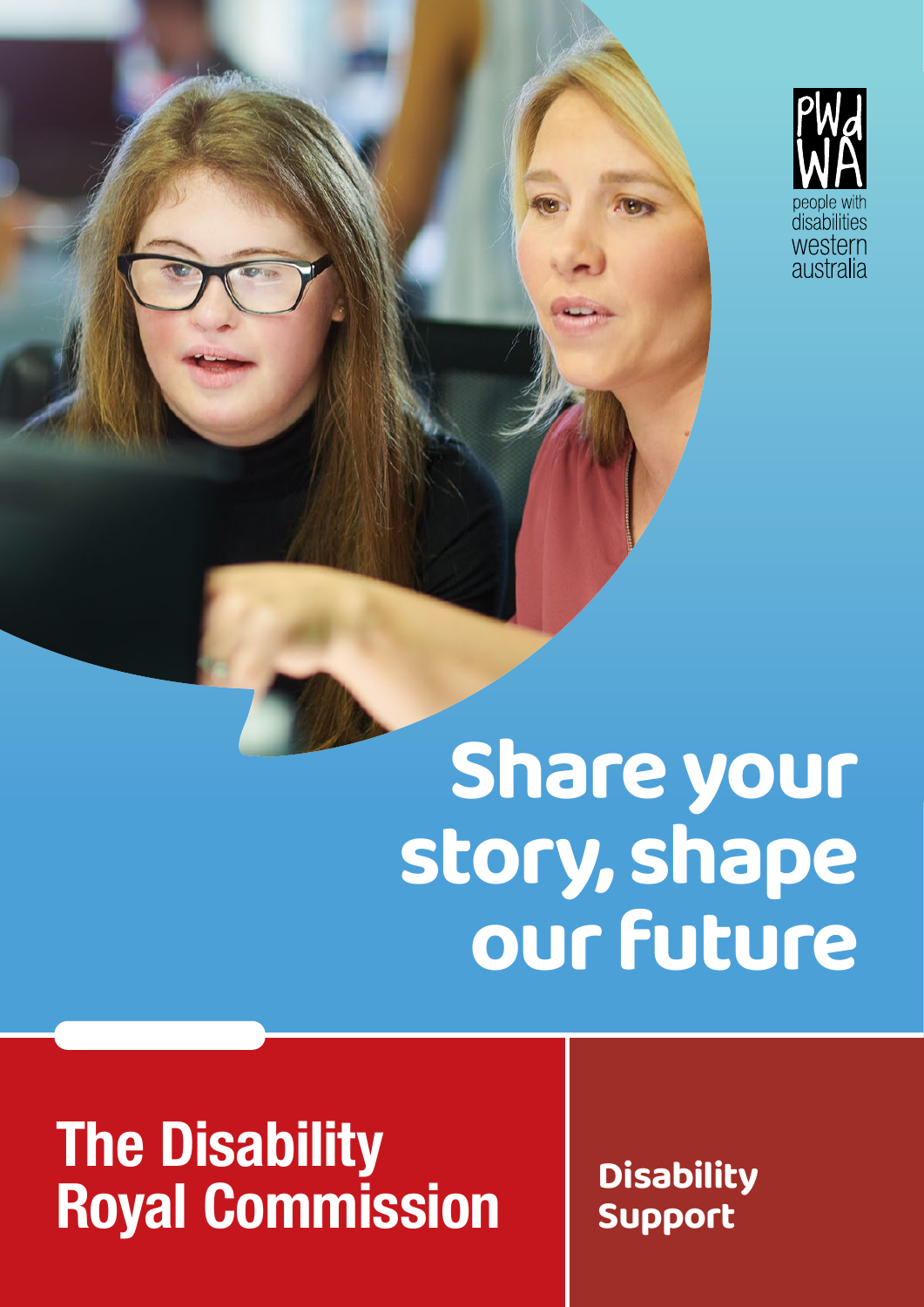people with disabilities western australia

# Share your story, shape our future

## The Disability Royal Commission

**Disability Support**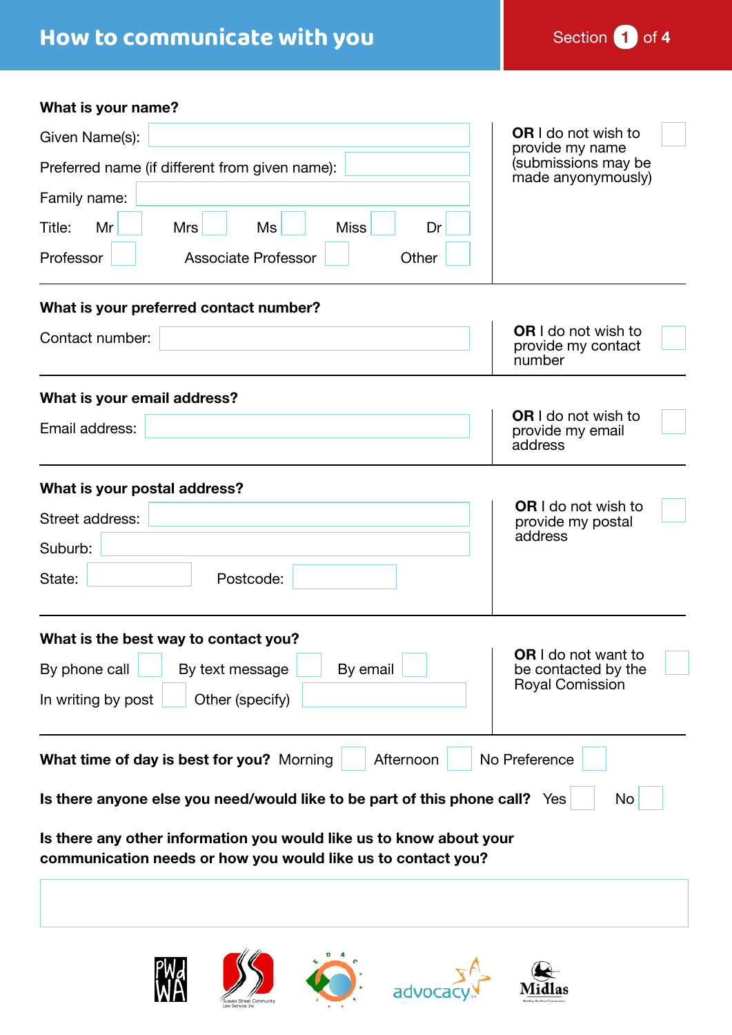# How to communicate with you

Section 1 of 4

**What is your name?**

Given Name(s): ______

Preferred name (if different from given name): ______

Family name: ______

Title: Mr ☐ Mrs ☐ Ms ☐ Miss ☐ Dr ☐

Professor ☐ Associate Professor ☐ Other ☐

**OR** I do not wish to provide my name (submissions may be made anyonymously) ☐

**What is your preferred contact number?**

Contact number: ______

**OR** I do not wish to provide my contact number ☐

**What is your email address?**

Email address: ______

**OR** I do not wish to provide my email address ☐

**What is your postal address?**

Street address: ______

Suburb: ______

State: ______ Postcode: ______

**OR** I do not wish to provide my postal address ☐

**What is the best way to contact you?**

By phone call ☐ By text message ☐ By email ☐

In writing by post ☐ Other (specify) ______

**OR** I do not want to be contacted by the Royal Comission ☐

**What time of day is best for you?** Morning ☐ Afternoon ☐ No Preference ☐

**Is there anyone else you need/would like to be part of this phone call?** Yes ☐ No ☐

**Is there any other information you would like us to know about your communication needs or how you would like us to contact you?**

______

PWdWA · Sussex Street Community Law Service Inc · EDAC · advocacy WA · Midlas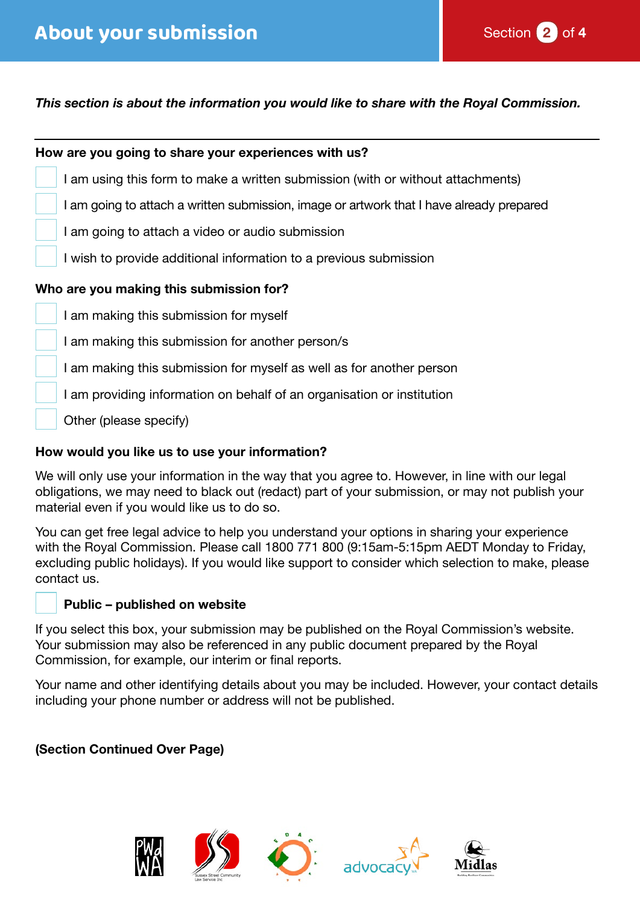# About your submission

Section 2 of 4

***This section is about the information you would like to share with the Royal Commission.***

**How are you going to share your experiences with us?**

- ☐ I am using this form to make a written submission (with or without attachments)
- ☐ I am going to attach a written submission, image or artwork that I have already prepared
- ☐ I am going to attach a video or audio submission
- ☐ I wish to provide additional information to a previous submission

**Who are you making this submission for?**

- ☐ I am making this submission for myself
- ☐ I am making this submission for another person/s
- ☐ I am making this submission for myself as well as for another person
- ☐ I am providing information on behalf of an organisation or institution
- ☐ Other (please specify)

**How would you like us to use your information?**

We will only use your information in the way that you agree to. However, in line with our legal obligations, we may need to black out (redact) part of your submission, or may not publish your material even if you would like us to do so.

You can get free legal advice to help you understand your options in sharing your experience with the Royal Commission. Please call 1800 771 800 (9:15am-5:15pm AEDT Monday to Friday, excluding public holidays). If you would like support to consider which selection to make, please contact us.

☐ **Public – published on website**

If you select this box, your submission may be published on the Royal Commission's website. Your submission may also be referenced in any public document prepared by the Royal Commission, for example, our interim or final reports.

Your name and other identifying details about you may be included. However, your contact details including your phone number or address will not be published.

**(Section Continued Over Page)**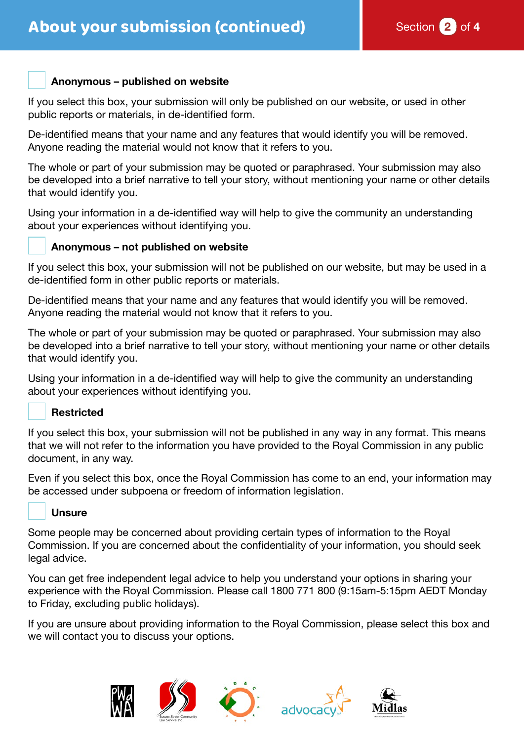# About your submission (continued)

Section 2 of 4

☐ **Anonymous – published on website**

If you select this box, your submission will only be published on our website, or used in other public reports or materials, in de-identified form.

De-identified means that your name and any features that would identify you will be removed. Anyone reading the material would not know that it refers to you.

The whole or part of your submission may be quoted or paraphrased. Your submission may also be developed into a brief narrative to tell your story, without mentioning your name or other details that would identify you.

Using your information in a de-identified way will help to give the community an understanding about your experiences without identifying you.

☐ **Anonymous – not published on website**

If you select this box, your submission will not be published on our website, but may be used in a de-identified form in other public reports or materials.

De-identified means that your name and any features that would identify you will be removed. Anyone reading the material would not know that it refers to you.

The whole or part of your submission may be quoted or paraphrased. Your submission may also be developed into a brief narrative to tell your story, without mentioning your name or other details that would identify you.

Using your information in a de-identified way will help to give the community an understanding about your experiences without identifying you.

☐ **Restricted**

If you select this box, your submission will not be published in any way in any format. This means that we will not refer to the information you have provided to the Royal Commission in any public document, in any way.

Even if you select this box, once the Royal Commission has come to an end, your information may be accessed under subpoena or freedom of information legislation.

☐ **Unsure**

Some people may be concerned about providing certain types of information to the Royal Commission. If you are concerned about the confidentiality of your information, you should seek legal advice.

You can get free independent legal advice to help you understand your options in sharing your experience with the Royal Commission. Please call 1800 771 800 (9:15am-5:15pm AEDT Monday to Friday, excluding public holidays).

If you are unsure about providing information to the Royal Commission, please select this box and we will contact you to discuss your options.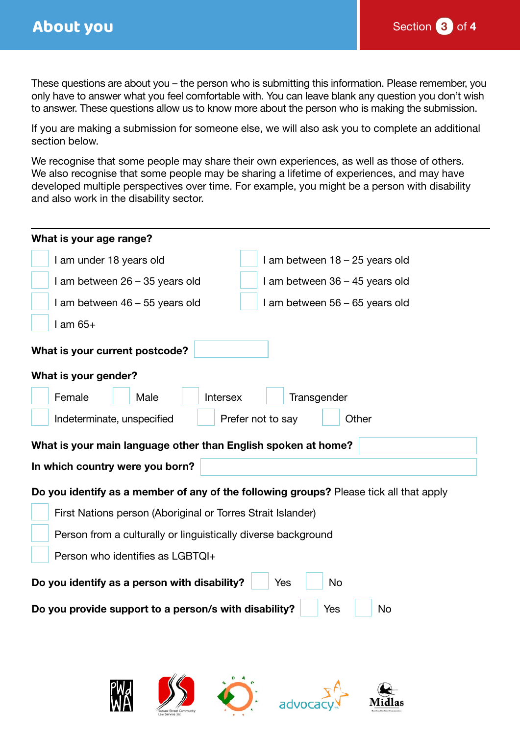# About you

Section 3 of 4

These questions are about you – the person who is submitting this information. Please remember, you only have to answer what you feel comfortable with. You can leave blank any question you don't wish to answer. These questions allow us to know more about the person who is making the submission.

If you are making a submission for someone else, we will also ask you to complete an additional section below.

We recognise that some people may share their own experiences, as well as those of others. We also recognise that some people may be sharing a lifetime of experiences, and may have developed multiple perspectives over time. For example, you might be a person with disability and also work in the disability sector.

---

**What is your age range?**

- ☐ I am under 18 years old
- ☐ I am between 18 – 25 years old
- ☐ I am between 26 – 35 years old
- ☐ I am between 36 – 45 years old
- ☐ I am between 46 – 55 years old
- ☐ I am between 56 – 65 years old
- ☐ I am 65+

**What is your current postcode?** ______

**What is your gender?**

- ☐ Female
- ☐ Male
- ☐ Intersex
- ☐ Transgender
- ☐ Indeterminate, unspecified
- ☐ Prefer not to say
- ☐ Other

**What is your main language other than English spoken at home?** ______

**In which country were you born?** ______

**Do you identify as a member of any of the following groups?** Please tick all that apply

- ☐ First Nations person (Aboriginal or Torres Strait Islander)
- ☐ Person from a culturally or linguistically diverse background
- ☐ Person who identifies as LGBTQI+

**Do you identify as a person with disability?** ☐ Yes ☐ No

**Do you provide support to a person/s with disability?** ☐ Yes ☐ No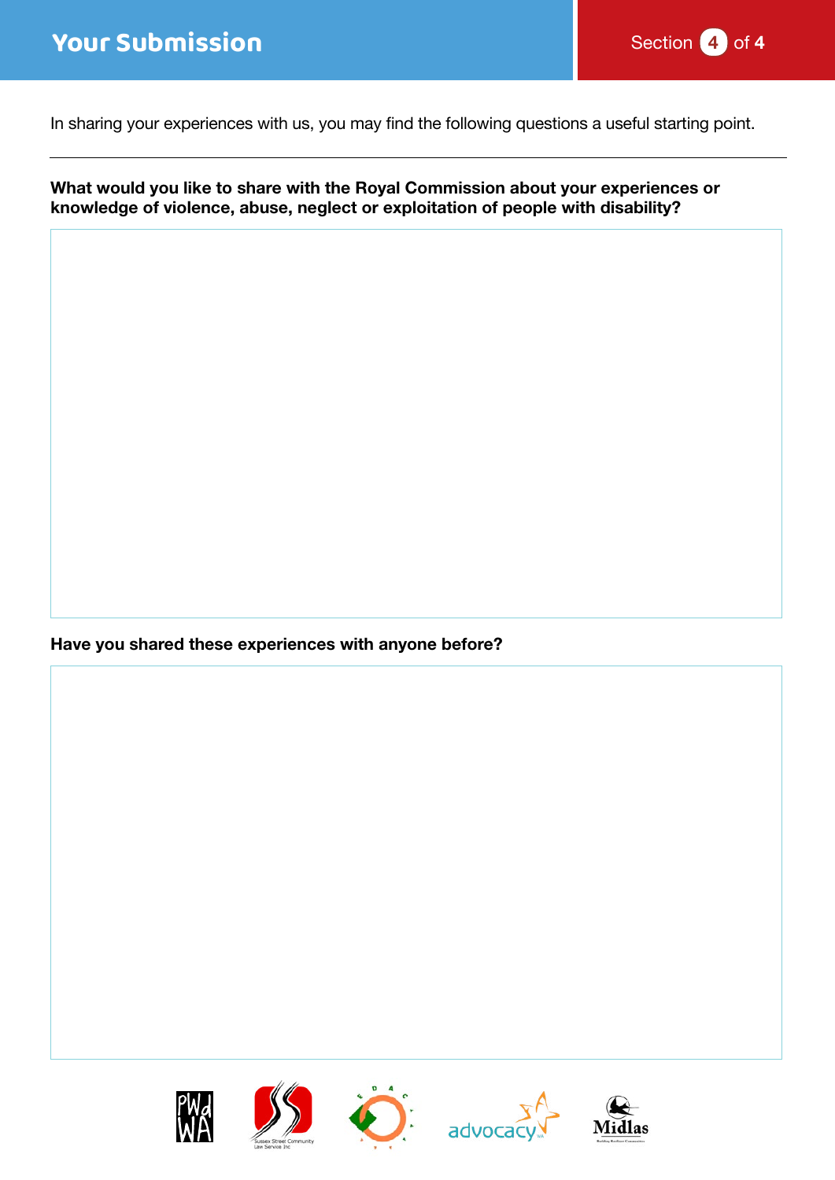# Your Submission

Section 4 of 4

In sharing your experiences with us, you may find the following questions a useful starting point.

---

**What would you like to share with the Royal Commission about your experiences or knowledge of violence, abuse, neglect or exploitation of people with disability?**

**Have you shared these experiences with anyone before?**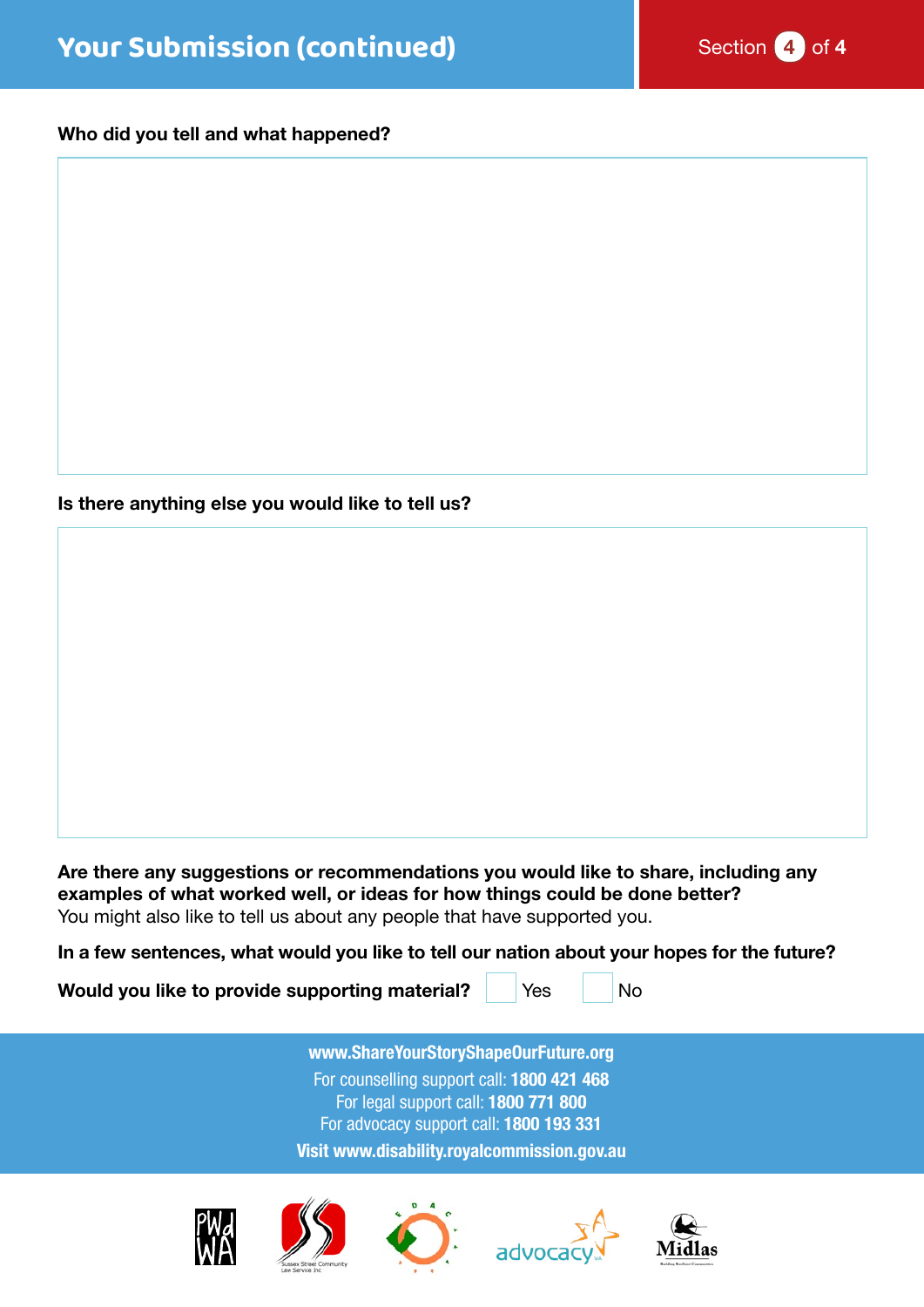## Your Submission (continued)

Section 4 of 4

**Who did you tell and what happened?**

**Is there anything else you would like to tell us?**

**Are there any suggestions or recommendations you would like to share, including any examples of what worked well, or ideas for how things could be done better?**
You might also like to tell us about any people that have supported you.

**In a few sentences, what would you like to tell our nation about your hopes for the future?**

**Would you like to provide supporting material?** ☐ Yes ☐ No

**www.ShareYourStoryShapeOurFuture.org**
For counselling support call: **1800 421 468**
For legal support call: **1800 771 800**
For advocacy support call: **1800 193 331**
**Visit www.disability.royalcommission.gov.au**

PWdWA | Sussex Street Community Law Service Inc | EDAC | advocacy WA | Midlas